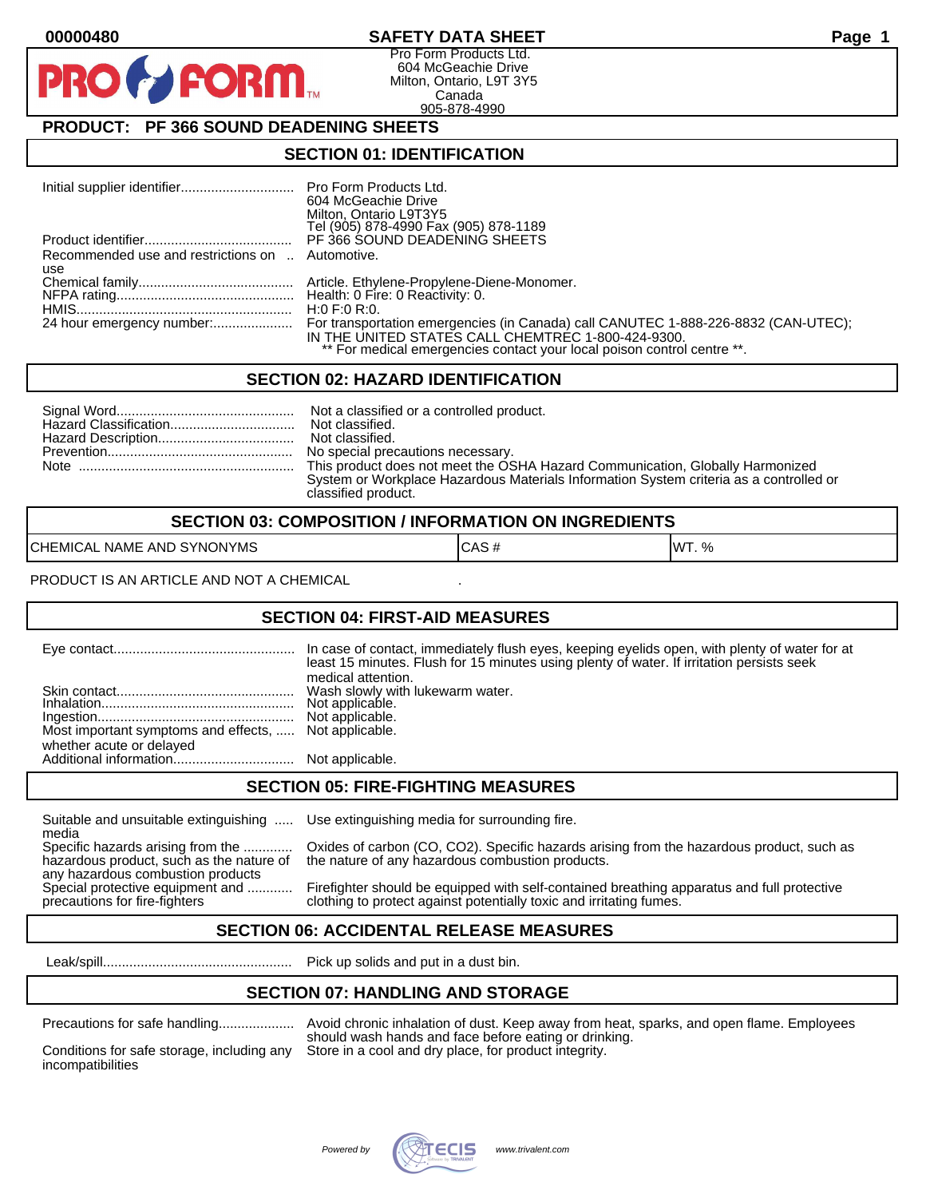00000480

# SAFETY DATA SHEET

Pro Form Products Ltd.
604 McGeachie Drive
Milton, Ontario, L9T 3Y5
Canada
905-878-4990

## PRODUCT: PF 366 SOUND DEADENING SHEETS

## SECTION 01: IDENTIFICATION

| | |
|---|---|
| Initial supplier identifier | Pro Form Products Ltd.<br>604 McGeachie Drive<br>Milton, Ontario L9T3Y5<br>Tel (905) 878-4990 Fax (905) 878-1189 |
| Product identifier | PF 366 SOUND DEADENING SHEETS |
| Recommended use and restrictions on use | Automotive. |
| Chemical family | Article. Ethylene-Propylene-Diene-Monomer. |
| NFPA rating | Health: 0 Fire: 0 Reactivity: 0. |
| HMIS | H:0 F:0 R:0. |
| 24 hour emergency number: | For transportation emergencies (in Canada) call CANUTEC 1-888-226-8832 (CAN-UTEC); IN THE UNITED STATES CALL CHEMTREC 1-800-424-9300.<br>** For medical emergencies contact your local poison control centre **. |

## SECTION 02: HAZARD IDENTIFICATION

| | |
|---|---|
| Signal Word | Not a classified or a controlled product. |
| Hazard Classification | Not classified. |
| Hazard Description | Not classified. |
| Prevention | No special precautions necessary. |
| Note | This product does not meet the OSHA Hazard Communication, Globally Harmonized System or Workplace Hazardous Materials Information System criteria as a controlled or classified product. |

## SECTION 03: COMPOSITION / INFORMATION ON INGREDIENTS

| CHEMICAL NAME AND SYNONYMS | CAS # | WT. % |
|---|---|---|

PRODUCT IS AN ARTICLE AND NOT A CHEMICAL .

## SECTION 04: FIRST-AID MEASURES

| | |
|---|---|
| Eye contact | In case of contact, immediately flush eyes, keeping eyelids open, with plenty of water for at least 15 minutes. Flush for 15 minutes using plenty of water. If irritation persists seek medical attention. |
| Skin contact | Wash slowly with lukewarm water. |
| Inhalation | Not applicable. |
| Ingestion | Not applicable. |
| Most important symptoms and effects, whether acute or delayed | Not applicable. |
| Additional information | Not applicable. |

## SECTION 05: FIRE-FIGHTING MEASURES

| | |
|---|---|
| Suitable and unsuitable extinguishing media | Use extinguishing media for surrounding fire. |
| Specific hazards arising from the hazardous product, such as the nature of any hazardous combustion products | Oxides of carbon (CO, $CO_2$). Specific hazards arising from the hazardous product, such as the nature of any hazardous combustion products. |
| Special protective equipment and precautions for fire-fighters | Firefighter should be equipped with self-contained breathing apparatus and full protective clothing to protect against potentially toxic and irritating fumes. |

## SECTION 06: ACCIDENTAL RELEASE MEASURES

| | |
|---|---|
| Leak/spill | Pick up solids and put in a dust bin. |

## SECTION 07: HANDLING AND STORAGE

| | |
|---|---|
| Precautions for safe handling | Avoid chronic inhalation of dust. Keep away from heat, sparks, and open flame. Employees should wash hands and face before eating or drinking. |
| Conditions for safe storage, including any incompatibilities | Store in a cool and dry place, for product integrity. |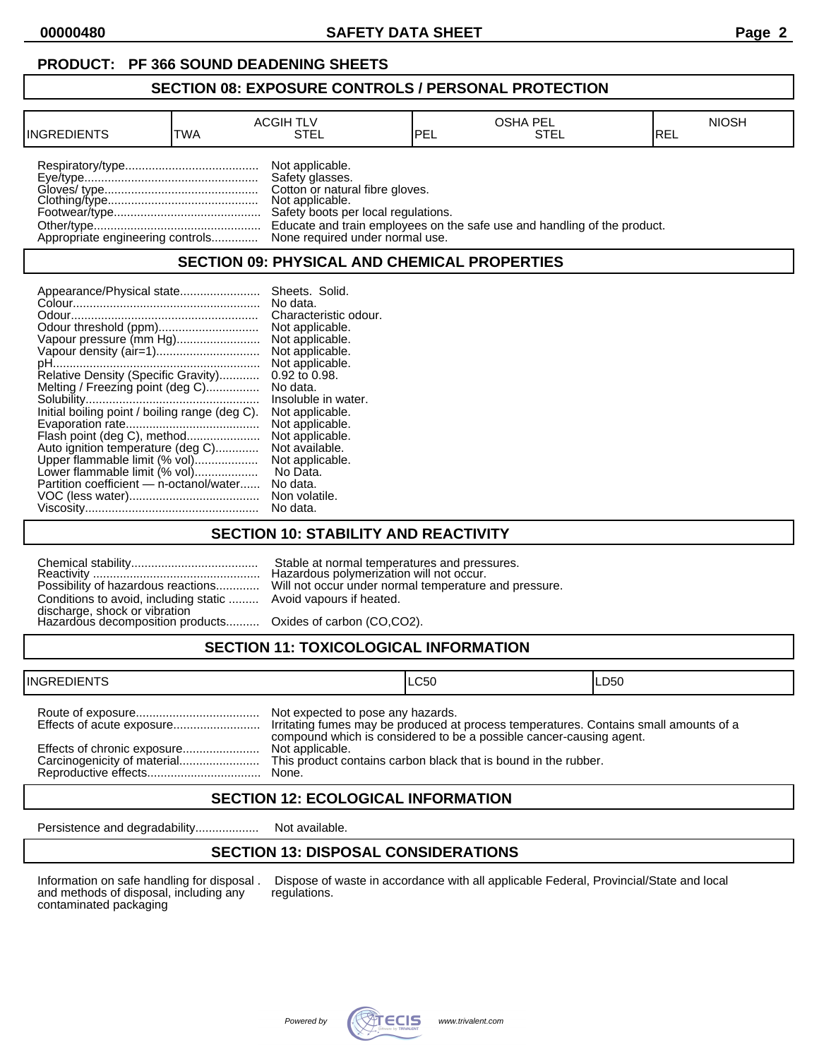**PRODUCT: PF 366 SOUND DEADENING SHEETS**

## SECTION 08: EXPOSURE CONTROLS / PERSONAL PROTECTION

| INGREDIENTS | ACGIH TLV TWA | ACGIH TLV STEL | OSHA PEL PEL | OSHA PEL STEL | NIOSH REL |
|---|---|---|---|---|---|

Respiratory/type........................................ Not applicable.
Eye/type.................................................... Safety glasses.
Gloves/ type.............................................. Cotton or natural fibre gloves.
Clothing/type............................................ Not applicable.
Footwear/type........................................... Safety boots per local regulations.
Other/type................................................. Educate and train employees on the safe use and handling of the product.
Appropriate engineering controls............. None required under normal use.

## SECTION 09: PHYSICAL AND CHEMICAL PROPERTIES

Appearance/Physical state........................ Sheets. Solid.
Colour........................................................ No data.
Odour........................................................ Characteristic odour.
Odour threshold (ppm).............................. Not applicable.
Vapour pressure (mm Hg)......................... Not applicable.
Vapour density (air=1).............................. Not applicable.
pH.............................................................. Not applicable.
Relative Density (Specific Gravity)............ 0.92 to 0.98.
Melting / Freezing point (deg C)................ No data.
Solubility.................................................... Insoluble in water.
Initial boiling point / boiling range (deg C). Not applicable.
Evaporation rate........................................ Not applicable.
Flash point (deg C), method...................... Not applicable.
Auto ignition temperature (deg C)............. Not available.
Upper flammable limit (% vol)................... Not applicable.
Lower flammable limit (% vol)................... No Data.
Partition coefficient — n-octanol/water...... No data.
VOC (less water)....................................... Non volatile.
Viscosity.................................................... No data.

## SECTION 10: STABILITY AND REACTIVITY

Chemical stability...................................... Stable at normal temperatures and pressures.
Reactivity .................................................. Hazardous polymerization will not occur.
Possibility of hazardous reactions............. Will not occur under normal temperature and pressure.
Conditions to avoid, including static discharge, shock or vibration ......... Avoid vapours if heated.
Hazardous decomposition products.......... Oxides of carbon (CO,CO2).

## SECTION 11: TOXICOLOGICAL INFORMATION

| INGREDIENTS | LC50 | LD50 |
|---|---|---|

Route of exposure..................................... Not expected to pose any hazards.
Effects of acute exposure........................... Irritating fumes may be produced at process temperatures. Contains small amounts of a compound which is considered to be a possible cancer-causing agent.
Effects of chronic exposure........................ Not applicable.
Carcinogenicity of material........................ This product contains carbon black that is bound in the rubber.
Reproductive effects.................................. None.

## SECTION 12: ECOLOGICAL INFORMATION

Persistence and degradability................... Not available.

## SECTION 13: DISPOSAL CONSIDERATIONS

Information on safe handling for disposal and methods of disposal, including any contaminated packaging . Dispose of waste in accordance with all applicable Federal, Provincial/State and local regulations.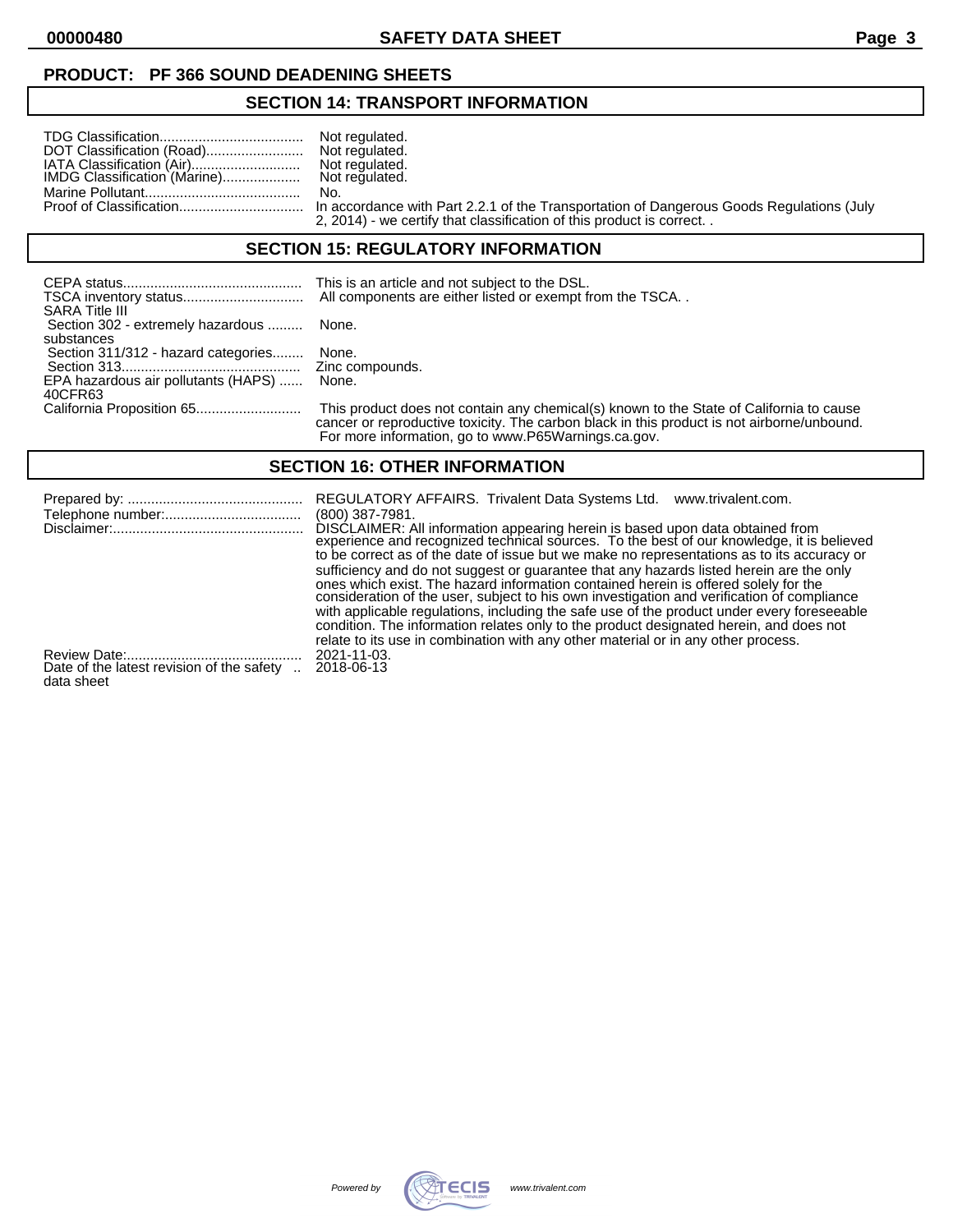**PRODUCT: PF 366 SOUND DEADENING SHEETS**

## SECTION 14: TRANSPORT INFORMATION

| | |
|---|---|
| TDG Classification | Not regulated. |
| DOT Classification (Road) | Not regulated. |
| IATA Classification (Air) | Not regulated. |
| IMDG Classification (Marine) | Not regulated. |
| Marine Pollutant | No. |
| Proof of Classification | In accordance with Part 2.2.1 of the Transportation of Dangerous Goods Regulations (July 2, 2014) - we certify that classification of this product is correct. . |

## SECTION 15: REGULATORY INFORMATION

| | |
|---|---|
| CEPA status | This is an article and not subject to the DSL. |
| TSCA inventory status | All components are either listed or exempt from the TSCA. . |
| SARA Title III | |
| Section 302 - extremely hazardous substances | None. |
| Section 311/312 - hazard categories | None. |
| Section 313 | Zinc compounds. |
| EPA hazardous air pollutants (HAPS) 40CFR63 | None. |
| California Proposition 65 | This product does not contain any chemical(s) known to the State of California to cause cancer or reproductive toxicity. The carbon black in this product is not airborne/unbound. For more information, go to www.P65Warnings.ca.gov. |

## SECTION 16: OTHER INFORMATION

| | |
|---|---|
| Prepared by: | REGULATORY AFFAIRS. Trivalent Data Systems Ltd. www.trivalent.com. |
| Telephone number: | (800) 387-7981. |
| Disclaimer: | DISCLAIMER: All information appearing herein is based upon data obtained from experience and recognized technical sources. To the best of our knowledge, it is believed to be correct as of the date of issue but we make no representations as to its accuracy or sufficiency and do not suggest or guarantee that any hazards listed herein are the only ones which exist. The hazard information contained herein is offered solely for the consideration of the user, subject to his own investigation and verification of compliance with applicable regulations, including the safe use of the product under every foreseeable condition. The information relates only to the product designated herein, and does not relate to its use in combination with any other material or in any other process. |
| Review Date: | 2021-11-03. |
| Date of the latest revision of the safety data sheet | 2018-06-13 |